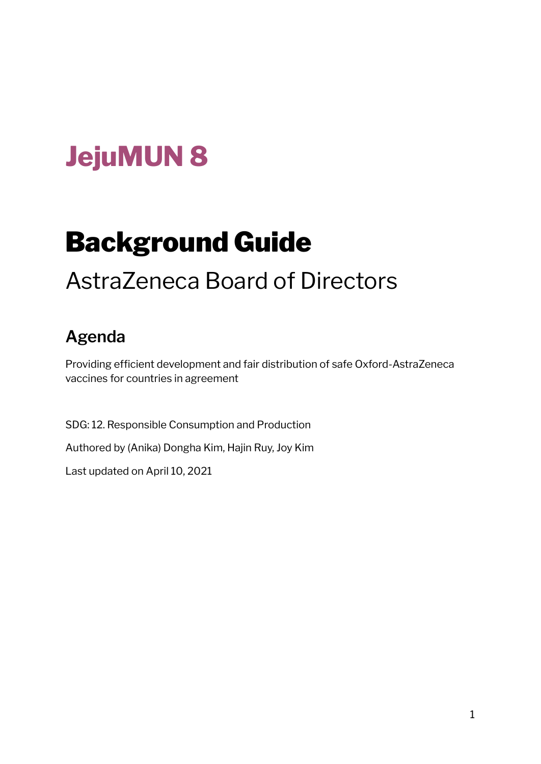# JejuMUN 8

# Background Guide

AstraZeneca Board of Directors

## Agenda

Providing efficient development and fair distribution of safe Oxford-AstraZeneca vaccines for countries in agreement

SDG: 12. Responsible Consumption and Production

Authored by (Anika) Dongha Kim, Hajin Ruy, Joy Kim

Last updated on April 10, 2021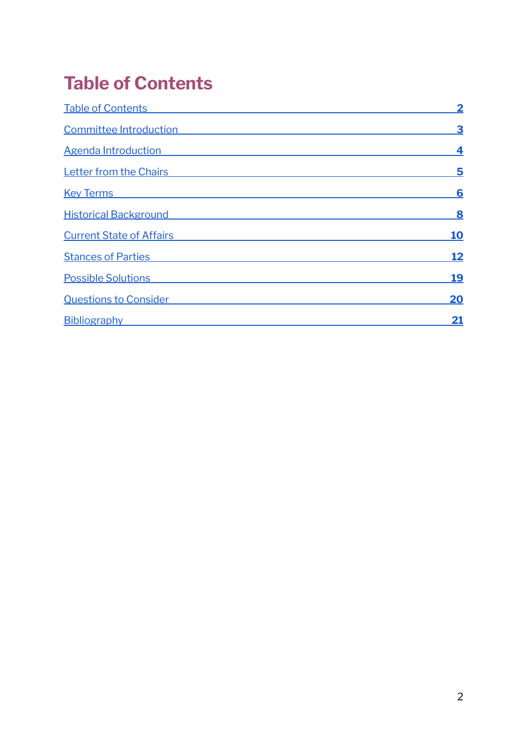# Table of Contents

| | |
|---|---|
| Table of Contents | 2 |
| Committee Introduction | 3 |
| Agenda Introduction | 4 |
| Letter from the Chairs | 5 |
| Key Terms | 6 |
| Historical Background | 8 |
| Current State of Affairs | 10 |
| Stances of Parties | 12 |
| Possible Solutions | 19 |
| Questions to Consider | 20 |
| Bibliography | 21 |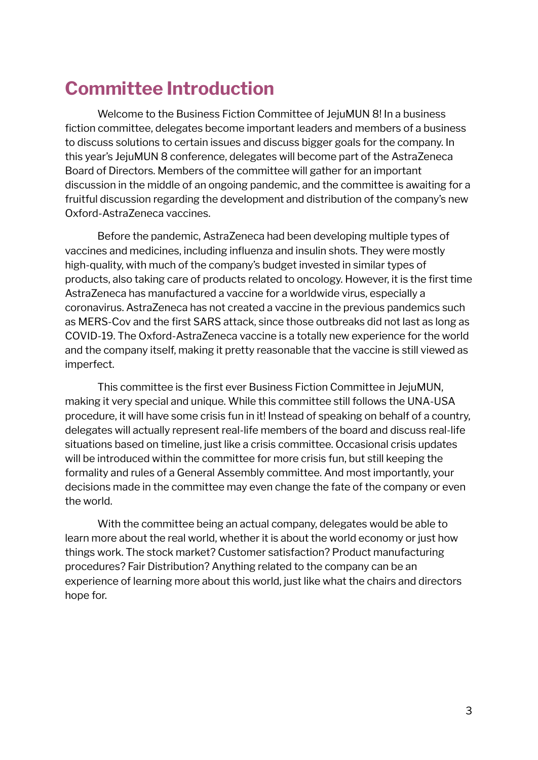# Committee Introduction

Welcome to the Business Fiction Committee of JejuMUN 8! In a business fiction committee, delegates become important leaders and members of a business to discuss solutions to certain issues and discuss bigger goals for the company. In this year's JejuMUN 8 conference, delegates will become part of the AstraZeneca Board of Directors. Members of the committee will gather for an important discussion in the middle of an ongoing pandemic, and the committee is awaiting for a fruitful discussion regarding the development and distribution of the company's new Oxford-AstraZeneca vaccines.

Before the pandemic, AstraZeneca had been developing multiple types of vaccines and medicines, including influenza and insulin shots. They were mostly high-quality, with much of the company's budget invested in similar types of products, also taking care of products related to oncology. However, it is the first time AstraZeneca has manufactured a vaccine for a worldwide virus, especially a coronavirus. AstraZeneca has not created a vaccine in the previous pandemics such as MERS-Cov and the first SARS attack, since those outbreaks did not last as long as COVID-19. The Oxford-AstraZeneca vaccine is a totally new experience for the world and the company itself, making it pretty reasonable that the vaccine is still viewed as imperfect.

This committee is the first ever Business Fiction Committee in JejuMUN, making it very special and unique. While this committee still follows the UNA-USA procedure, it will have some crisis fun in it! Instead of speaking on behalf of a country, delegates will actually represent real-life members of the board and discuss real-life situations based on timeline, just like a crisis committee. Occasional crisis updates will be introduced within the committee for more crisis fun, but still keeping the formality and rules of a General Assembly committee. And most importantly, your decisions made in the committee may even change the fate of the company or even the world.

With the committee being an actual company, delegates would be able to learn more about the real world, whether it is about the world economy or just how things work. The stock market? Customer satisfaction? Product manufacturing procedures? Fair Distribution? Anything related to the company can be an experience of learning more about this world, just like what the chairs and directors hope for.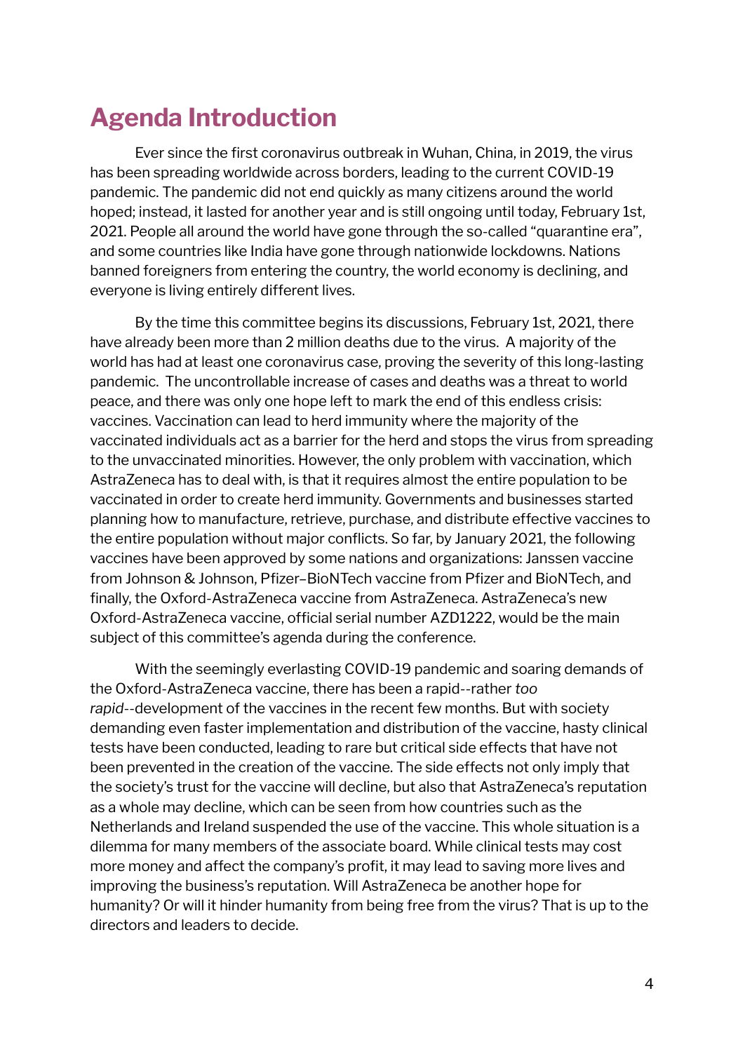# Agenda Introduction

Ever since the first coronavirus outbreak in Wuhan, China, in 2019, the virus has been spreading worldwide across borders, leading to the current COVID-19 pandemic. The pandemic did not end quickly as many citizens around the world hoped; instead, it lasted for another year and is still ongoing until today, February 1st, 2021. People all around the world have gone through the so-called "quarantine era", and some countries like India have gone through nationwide lockdowns. Nations banned foreigners from entering the country, the world economy is declining, and everyone is living entirely different lives.

By the time this committee begins its discussions, February 1st, 2021, there have already been more than 2 million deaths due to the virus. A majority of the world has had at least one coronavirus case, proving the severity of this long-lasting pandemic. The uncontrollable increase of cases and deaths was a threat to world peace, and there was only one hope left to mark the end of this endless crisis: vaccines. Vaccination can lead to herd immunity where the majority of the vaccinated individuals act as a barrier for the herd and stops the virus from spreading to the unvaccinated minorities. However, the only problem with vaccination, which AstraZeneca has to deal with, is that it requires almost the entire population to be vaccinated in order to create herd immunity. Governments and businesses started planning how to manufacture, retrieve, purchase, and distribute effective vaccines to the entire population without major conflicts. So far, by January 2021, the following vaccines have been approved by some nations and organizations: Janssen vaccine from Johnson & Johnson, Pfizer–BioNTech vaccine from Pfizer and BioNTech, and finally, the Oxford-AstraZeneca vaccine from AstraZeneca. AstraZeneca's new Oxford-AstraZeneca vaccine, official serial number AZD1222, would be the main subject of this committee's agenda during the conference.

With the seemingly everlasting COVID-19 pandemic and soaring demands of the Oxford-AstraZeneca vaccine, there has been a rapid--rather *too rapid*--development of the vaccines in the recent few months. But with society demanding even faster implementation and distribution of the vaccine, hasty clinical tests have been conducted, leading to rare but critical side effects that have not been prevented in the creation of the vaccine. The side effects not only imply that the society's trust for the vaccine will decline, but also that AstraZeneca's reputation as a whole may decline, which can be seen from how countries such as the Netherlands and Ireland suspended the use of the vaccine. This whole situation is a dilemma for many members of the associate board. While clinical tests may cost more money and affect the company's profit, it may lead to saving more lives and improving the business's reputation. Will AstraZeneca be another hope for humanity? Or will it hinder humanity from being free from the virus? That is up to the directors and leaders to decide.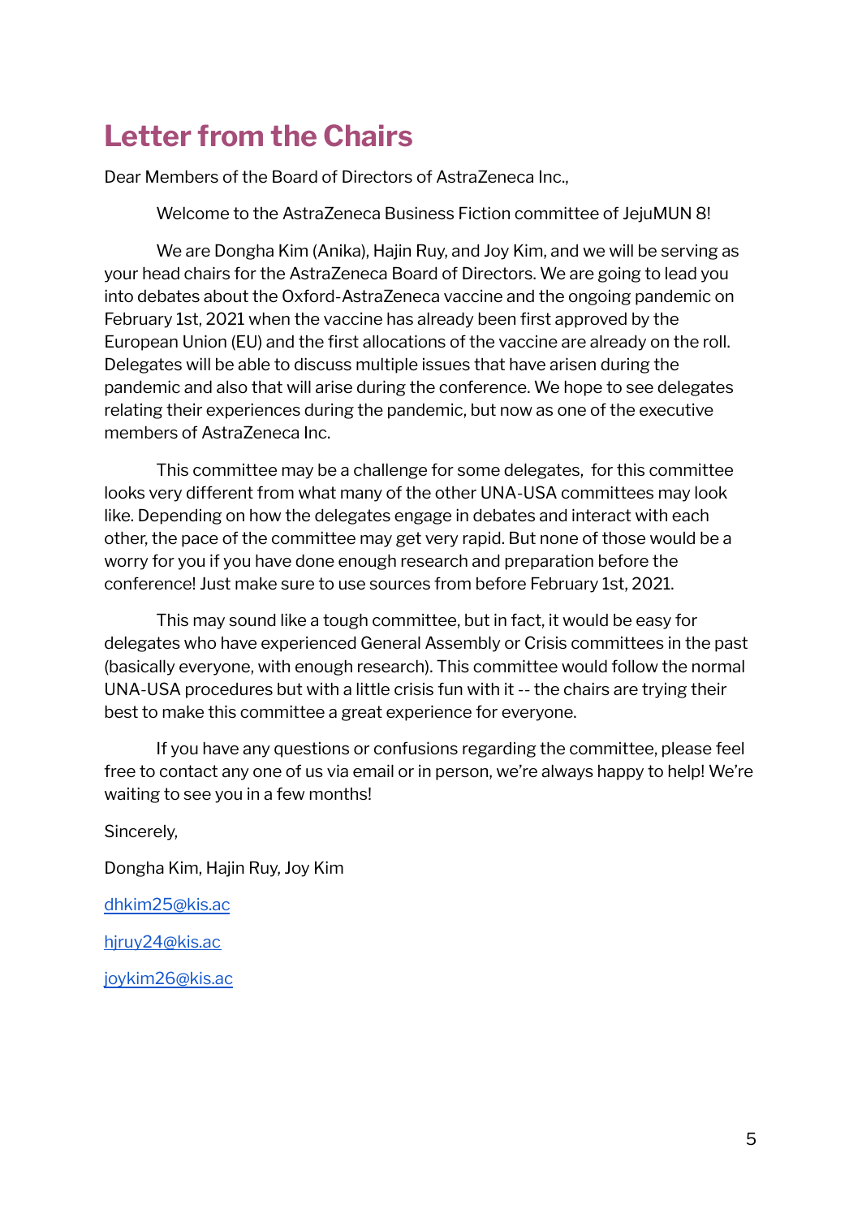# Letter from the Chairs

Dear Members of the Board of Directors of AstraZeneca Inc.,

Welcome to the AstraZeneca Business Fiction committee of JejuMUN 8!

We are Dongha Kim (Anika), Hajin Ruy, and Joy Kim, and we will be serving as your head chairs for the AstraZeneca Board of Directors. We are going to lead you into debates about the Oxford-AstraZeneca vaccine and the ongoing pandemic on February 1st, 2021 when the vaccine has already been first approved by the European Union (EU) and the first allocations of the vaccine are already on the roll. Delegates will be able to discuss multiple issues that have arisen during the pandemic and also that will arise during the conference. We hope to see delegates relating their experiences during the pandemic, but now as one of the executive members of AstraZeneca Inc.

This committee may be a challenge for some delegates, for this committee looks very different from what many of the other UNA-USA committees may look like. Depending on how the delegates engage in debates and interact with each other, the pace of the committee may get very rapid. But none of those would be a worry for you if you have done enough research and preparation before the conference! Just make sure to use sources from before February 1st, 2021.

This may sound like a tough committee, but in fact, it would be easy for delegates who have experienced General Assembly or Crisis committees in the past (basically everyone, with enough research). This committee would follow the normal UNA-USA procedures but with a little crisis fun with it -- the chairs are trying their best to make this committee a great experience for everyone.

If you have any questions or confusions regarding the committee, please feel free to contact any one of us via email or in person, we're always happy to help! We're waiting to see you in a few months!

Sincerely,

Dongha Kim, Hajin Ruy, Joy Kim

dhkim25@kis.ac

hjruy24@kis.ac

joykim26@kis.ac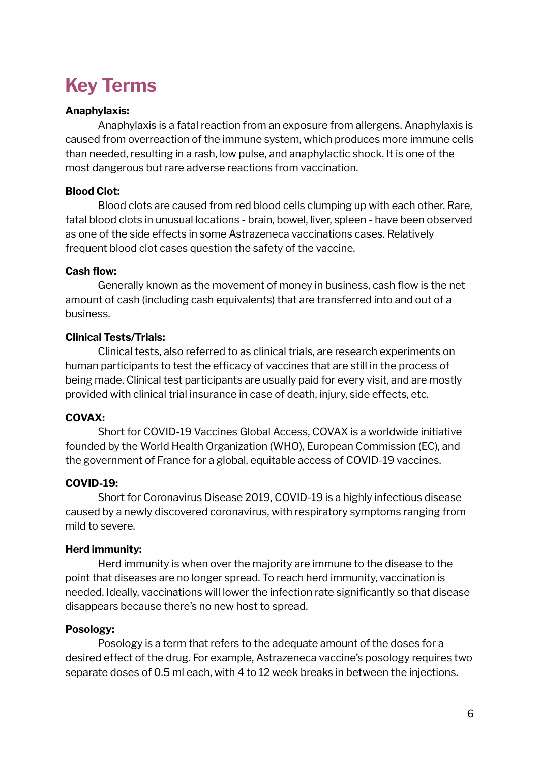# Key Terms

**Anaphylaxis:**

Anaphylaxis is a fatal reaction from an exposure from allergens. Anaphylaxis is caused from overreaction of the immune system, which produces more immune cells than needed, resulting in a rash, low pulse, and anaphylactic shock. It is one of the most dangerous but rare adverse reactions from vaccination.

**Blood Clot:**

Blood clots are caused from red blood cells clumping up with each other. Rare, fatal blood clots in unusual locations - brain, bowel, liver, spleen - have been observed as one of the side effects in some Astrazeneca vaccinations cases. Relatively frequent blood clot cases question the safety of the vaccine.

**Cash flow:**

Generally known as the movement of money in business, cash flow is the net amount of cash (including cash equivalents) that are transferred into and out of a business.

**Clinical Tests/Trials:**

Clinical tests, also referred to as clinical trials, are research experiments on human participants to test the efficacy of vaccines that are still in the process of being made. Clinical test participants are usually paid for every visit, and are mostly provided with clinical trial insurance in case of death, injury, side effects, etc.

**COVAX:**

Short for COVID-19 Vaccines Global Access, COVAX is a worldwide initiative founded by the World Health Organization (WHO), European Commission (EC), and the government of France for a global, equitable access of COVID-19 vaccines.

**COVID-19:**

Short for Coronavirus Disease 2019, COVID-19 is a highly infectious disease caused by a newly discovered coronavirus, with respiratory symptoms ranging from mild to severe.

**Herd immunity:**

Herd immunity is when over the majority are immune to the disease to the point that diseases are no longer spread. To reach herd immunity, vaccination is needed. Ideally, vaccinations will lower the infection rate significantly so that disease disappears because there's no new host to spread.

**Posology:**

Posology is a term that refers to the adequate amount of the doses for a desired effect of the drug. For example, Astrazeneca vaccine's posology requires two separate doses of 0.5 ml each, with 4 to 12 week breaks in between the injections.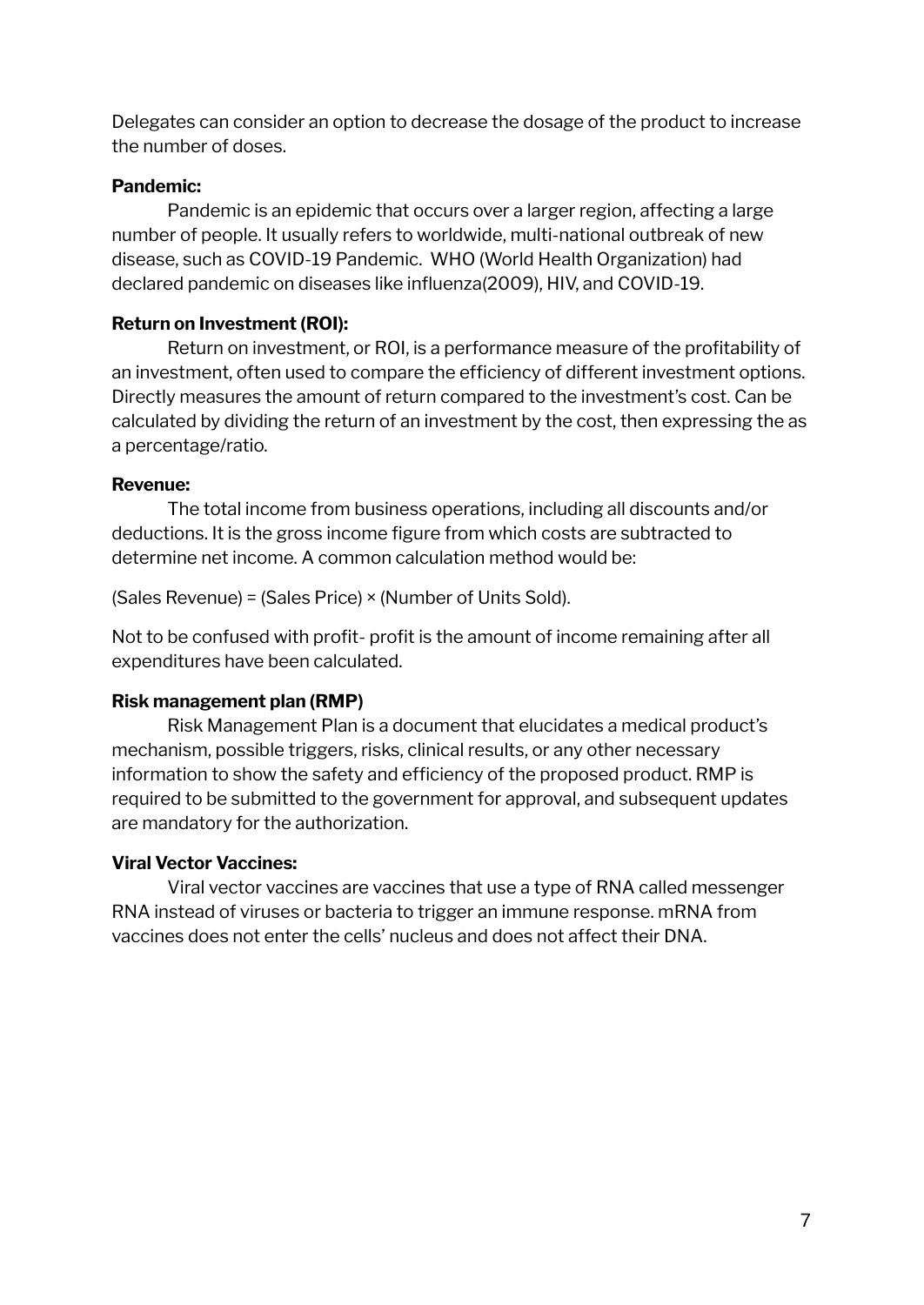Delegates can consider an option to decrease the dosage of the product to increase the number of doses.

**Pandemic:**

Pandemic is an epidemic that occurs over a larger region, affecting a large number of people. It usually refers to worldwide, multi-national outbreak of new disease, such as COVID-19 Pandemic.  WHO (World Health Organization) had declared pandemic on diseases like influenza(2009), HIV, and COVID-19.

**Return on Investment (ROI):**

Return on investment, or ROI, is a performance measure of the profitability of an investment, often used to compare the efficiency of different investment options. Directly measures the amount of return compared to the investment's cost. Can be calculated by dividing the return of an investment by the cost, then expressing the as a percentage/ratio.

**Revenue:**

The total income from business operations, including all discounts and/or deductions. It is the gross income figure from which costs are subtracted to determine net income. A common calculation method would be:

(Sales Revenue) = (Sales Price) × (Number of Units Sold).

Not to be confused with profit- profit is the amount of income remaining after all expenditures have been calculated.

**Risk management plan (RMP)**

Risk Management Plan is a document that elucidates a medical product's mechanism, possible triggers, risks, clinical results, or any other necessary information to show the safety and efficiency of the proposed product. RMP is required to be submitted to the government for approval, and subsequent updates are mandatory for the authorization.

**Viral Vector Vaccines:**

Viral vector vaccines are vaccines that use a type of RNA called messenger RNA instead of viruses or bacteria to trigger an immune response. mRNA from vaccines does not enter the cells' nucleus and does not affect their DNA.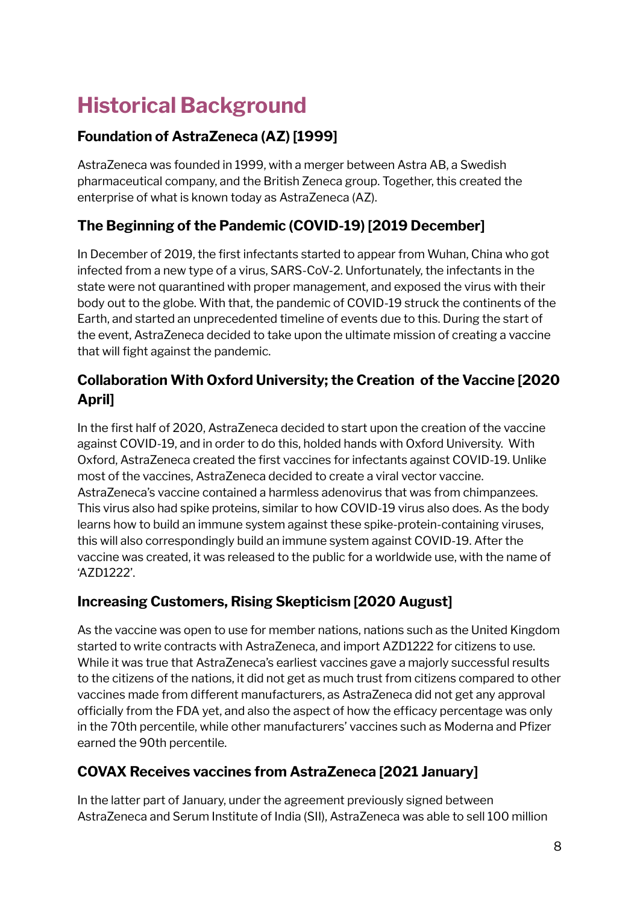# Historical Background

### Foundation of AstraZeneca (AZ) [1999]

AstraZeneca was founded in 1999, with a merger between Astra AB, a Swedish pharmaceutical company, and the British Zeneca group. Together, this created the enterprise of what is known today as AstraZeneca (AZ).

### The Beginning of the Pandemic (COVID-19) [2019 December]

In December of 2019, the first infectants started to appear from Wuhan, China who got infected from a new type of a virus, SARS-CoV-2. Unfortunately, the infectants in the state were not quarantined with proper management, and exposed the virus with their body out to the globe. With that, the pandemic of COVID-19 struck the continents of the Earth, and started an unprecedented timeline of events due to this. During the start of the event, AstraZeneca decided to take upon the ultimate mission of creating a vaccine that will fight against the pandemic.

### Collaboration With Oxford University; the Creation of the Vaccine [2020 April]

In the first half of 2020, AstraZeneca decided to start upon the creation of the vaccine against COVID-19, and in order to do this, holded hands with Oxford University. With Oxford, AstraZeneca created the first vaccines for infectants against COVID-19. Unlike most of the vaccines, AstraZeneca decided to create a viral vector vaccine. AstraZeneca's vaccine contained a harmless adenovirus that was from chimpanzees. This virus also had spike proteins, similar to how COVID-19 virus also does. As the body learns how to build an immune system against these spike-protein-containing viruses, this will also correspondingly build an immune system against COVID-19. After the vaccine was created, it was released to the public for a worldwide use, with the name of 'AZD1222'.

### Increasing Customers, Rising Skepticism [2020 August]

As the vaccine was open to use for member nations, nations such as the United Kingdom started to write contracts with AstraZeneca, and import AZD1222 for citizens to use. While it was true that AstraZeneca's earliest vaccines gave a majorly successful results to the citizens of the nations, it did not get as much trust from citizens compared to other vaccines made from different manufacturers, as AstraZeneca did not get any approval officially from the FDA yet, and also the aspect of how the efficacy percentage was only in the 70th percentile, while other manufacturers' vaccines such as Moderna and Pfizer earned the 90th percentile.

### COVAX Receives vaccines from AstraZeneca [2021 January]

In the latter part of January, under the agreement previously signed between AstraZeneca and Serum Institute of India (SII), AstraZeneca was able to sell 100 million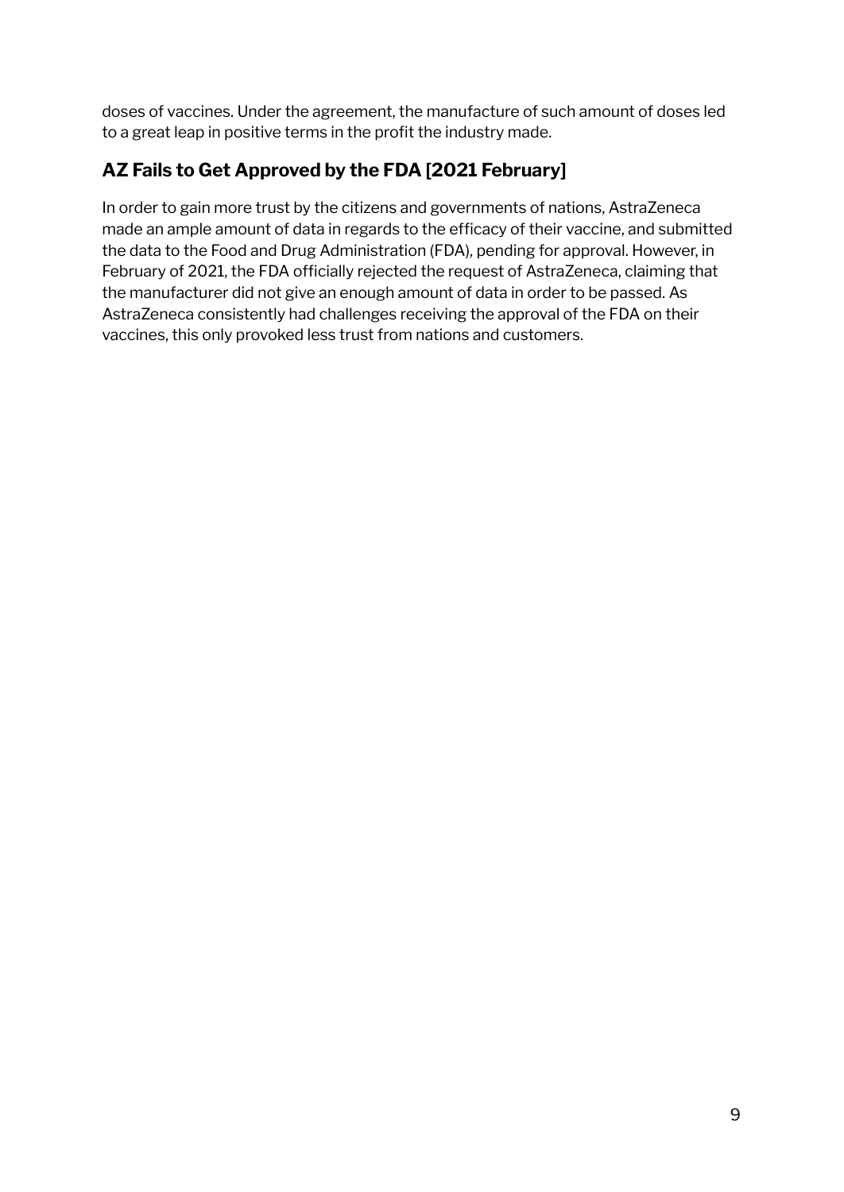doses of vaccines. Under the agreement, the manufacture of such amount of doses led to a great leap in positive terms in the profit the industry made.

## AZ Fails to Get Approved by the FDA [2021 February]

In order to gain more trust by the citizens and governments of nations, AstraZeneca made an ample amount of data in regards to the efficacy of their vaccine, and submitted the data to the Food and Drug Administration (FDA), pending for approval. However, in February of 2021, the FDA officially rejected the request of AstraZeneca, claiming that the manufacturer did not give an enough amount of data in order to be passed. As AstraZeneca consistently had challenges receiving the approval of the FDA on their vaccines, this only provoked less trust from nations and customers.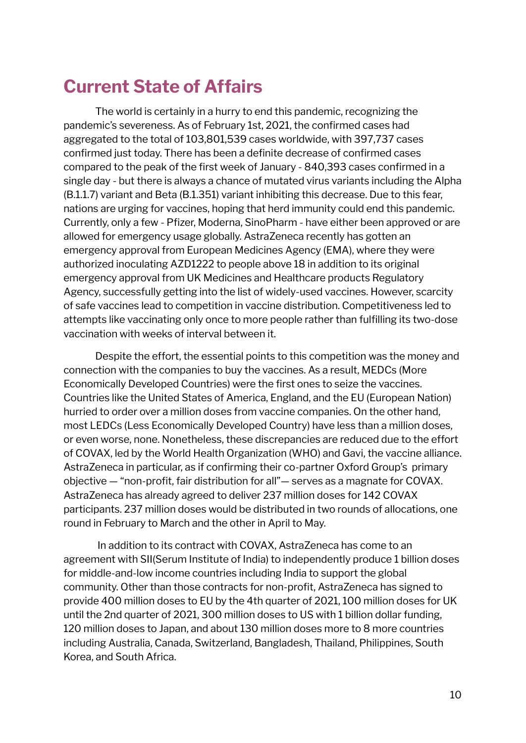## Current State of Affairs

The world is certainly in a hurry to end this pandemic, recognizing the pandemic's severeness. As of February 1st, 2021, the confirmed cases had aggregated to the total of 103,801,539 cases worldwide, with 397,737 cases confirmed just today. There has been a definite decrease of confirmed cases compared to the peak of the first week of January - 840,393 cases confirmed in a single day - but there is always a chance of mutated virus variants including the Alpha (B.1.1.7) variant and Beta (B.1.351) variant inhibiting this decrease. Due to this fear, nations are urging for vaccines, hoping that herd immunity could end this pandemic. Currently, only a few - Pfizer, Moderna, SinoPharm - have either been approved or are allowed for emergency usage globally. AstraZeneca recently has gotten an emergency approval from European Medicines Agency (EMA), where they were authorized inoculating AZD1222 to people above 18 in addition to its original emergency approval from UK Medicines and Healthcare products Regulatory Agency, successfully getting into the list of widely-used vaccines. However, scarcity of safe vaccines lead to competition in vaccine distribution. Competitiveness led to attempts like vaccinating only once to more people rather than fulfilling its two-dose vaccination with weeks of interval between it.

Despite the effort, the essential points to this competition was the money and connection with the companies to buy the vaccines. As a result, MEDCs (More Economically Developed Countries) were the first ones to seize the vaccines. Countries like the United States of America, England, and the EU (European Nation) hurried to order over a million doses from vaccine companies. On the other hand, most LEDCs (Less Economically Developed Country) have less than a million doses, or even worse, none. Nonetheless, these discrepancies are reduced due to the effort of COVAX, led by the World Health Organization (WHO) and Gavi, the vaccine alliance. AstraZeneca in particular, as if confirming their co-partner Oxford Group's primary objective — "non-profit, fair distribution for all"— serves as a magnate for COVAX. AstraZeneca has already agreed to deliver 237 million doses for 142 COVAX participants. 237 million doses would be distributed in two rounds of allocations, one round in February to March and the other in April to May.

In addition to its contract with COVAX, AstraZeneca has come to an agreement with SII(Serum Institute of India) to independently produce 1 billion doses for middle-and-low income countries including India to support the global community. Other than those contracts for non-profit, AstraZeneca has signed to provide 400 million doses to EU by the 4th quarter of 2021, 100 million doses for UK until the 2nd quarter of 2021, 300 million doses to US with 1 billion dollar funding, 120 million doses to Japan, and about 130 million doses more to 8 more countries including Australia, Canada, Switzerland, Bangladesh, Thailand, Philippines, South Korea, and South Africa.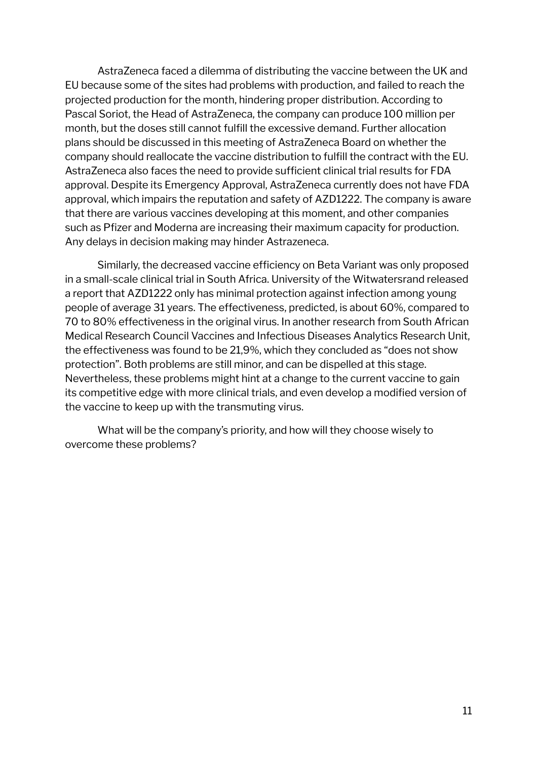AstraZeneca faced a dilemma of distributing the vaccine between the UK and EU because some of the sites had problems with production, and failed to reach the projected production for the month, hindering proper distribution. According to Pascal Soriot, the Head of AstraZeneca, the company can produce 100 million per month, but the doses still cannot fulfill the excessive demand. Further allocation plans should be discussed in this meeting of AstraZeneca Board on whether the company should reallocate the vaccine distribution to fulfill the contract with the EU. AstraZeneca also faces the need to provide sufficient clinical trial results for FDA approval. Despite its Emergency Approval, AstraZeneca currently does not have FDA approval, which impairs the reputation and safety of AZD1222. The company is aware that there are various vaccines developing at this moment, and other companies such as Pfizer and Moderna are increasing their maximum capacity for production. Any delays in decision making may hinder Astrazeneca.

Similarly, the decreased vaccine efficiency on Beta Variant was only proposed in a small-scale clinical trial in South Africa. University of the Witwatersrand released a report that AZD1222 only has minimal protection against infection among young people of average 31 years. The effectiveness, predicted, is about 60%, compared to 70 to 80% effectiveness in the original virus. In another research from South African Medical Research Council Vaccines and Infectious Diseases Analytics Research Unit, the effectiveness was found to be 21,9%, which they concluded as "does not show protection". Both problems are still minor, and can be dispelled at this stage. Nevertheless, these problems might hint at a change to the current vaccine to gain its competitive edge with more clinical trials, and even develop a modified version of the vaccine to keep up with the transmuting virus.

What will be the company's priority, and how will they choose wisely to overcome these problems?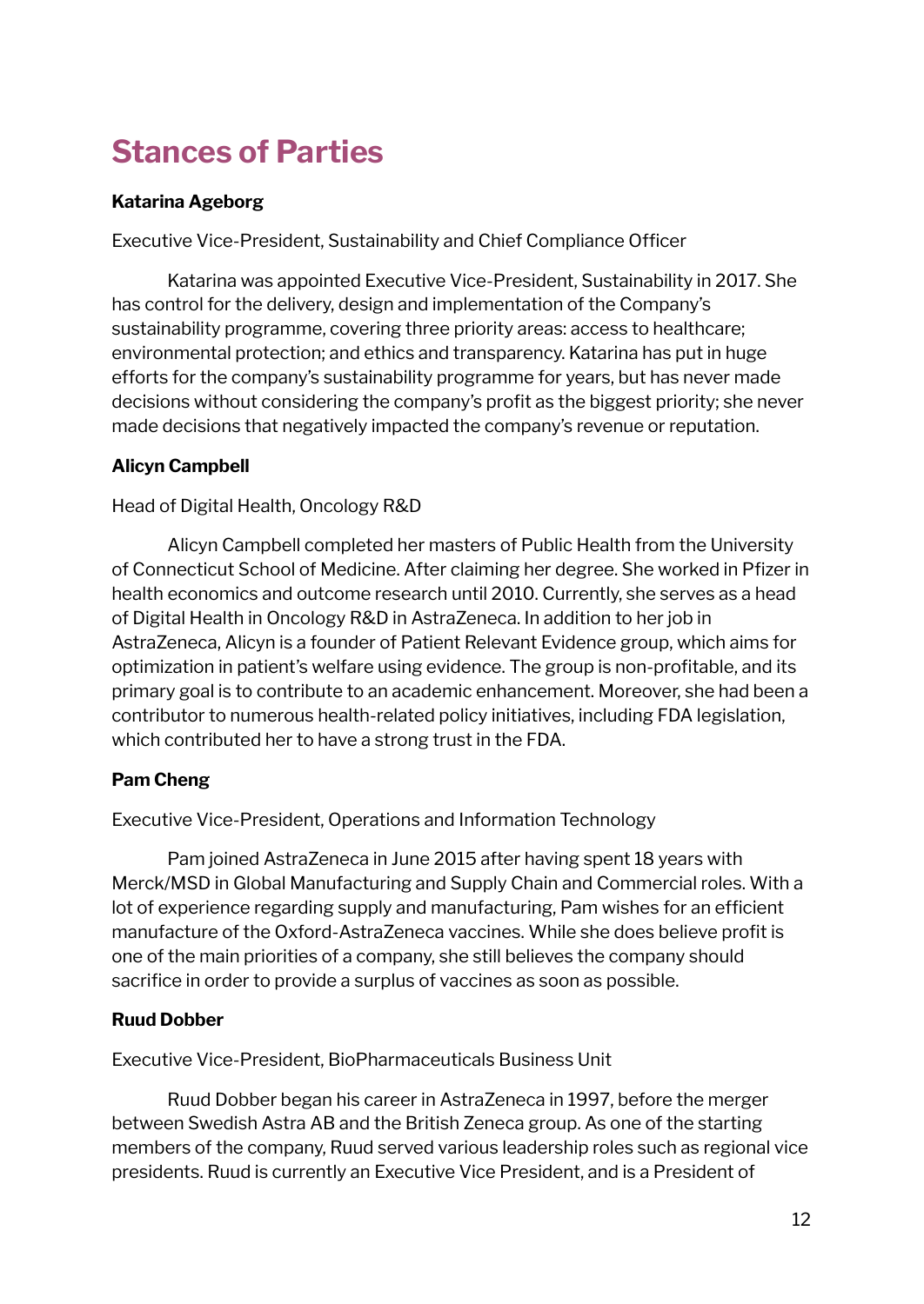# Stances of Parties

**Katarina Ageborg**

Executive Vice-President, Sustainability and Chief Compliance Officer

Katarina was appointed Executive Vice-President, Sustainability in 2017. She has control for the delivery, design and implementation of the Company's sustainability programme, covering three priority areas: access to healthcare; environmental protection; and ethics and transparency. Katarina has put in huge efforts for the company's sustainability programme for years, but has never made decisions without considering the company's profit as the biggest priority; she never made decisions that negatively impacted the company's revenue or reputation.

**Alicyn Campbell**

Head of Digital Health, Oncology R&D

Alicyn Campbell completed her masters of Public Health from the University of Connecticut School of Medicine. After claiming her degree. She worked in Pfizer in health economics and outcome research until 2010. Currently, she serves as a head of Digital Health in Oncology R&D in AstraZeneca. In addition to her job in AstraZeneca, Alicyn is a founder of Patient Relevant Evidence group, which aims for optimization in patient's welfare using evidence. The group is non-profitable, and its primary goal is to contribute to an academic enhancement. Moreover, she had been a contributor to numerous health-related policy initiatives, including FDA legislation, which contributed her to have a strong trust in the FDA.

**Pam Cheng**

Executive Vice-President, Operations and Information Technology

Pam joined AstraZeneca in June 2015 after having spent 18 years with Merck/MSD in Global Manufacturing and Supply Chain and Commercial roles. With a lot of experience regarding supply and manufacturing, Pam wishes for an efficient manufacture of the Oxford-AstraZeneca vaccines. While she does believe profit is one of the main priorities of a company, she still believes the company should sacrifice in order to provide a surplus of vaccines as soon as possible.

**Ruud Dobber**

Executive Vice-President, BioPharmaceuticals Business Unit

Ruud Dobber began his career in AstraZeneca in 1997, before the merger between Swedish Astra AB and the British Zeneca group. As one of the starting members of the company, Ruud served various leadership roles such as regional vice presidents. Ruud is currently an Executive Vice President, and is a President of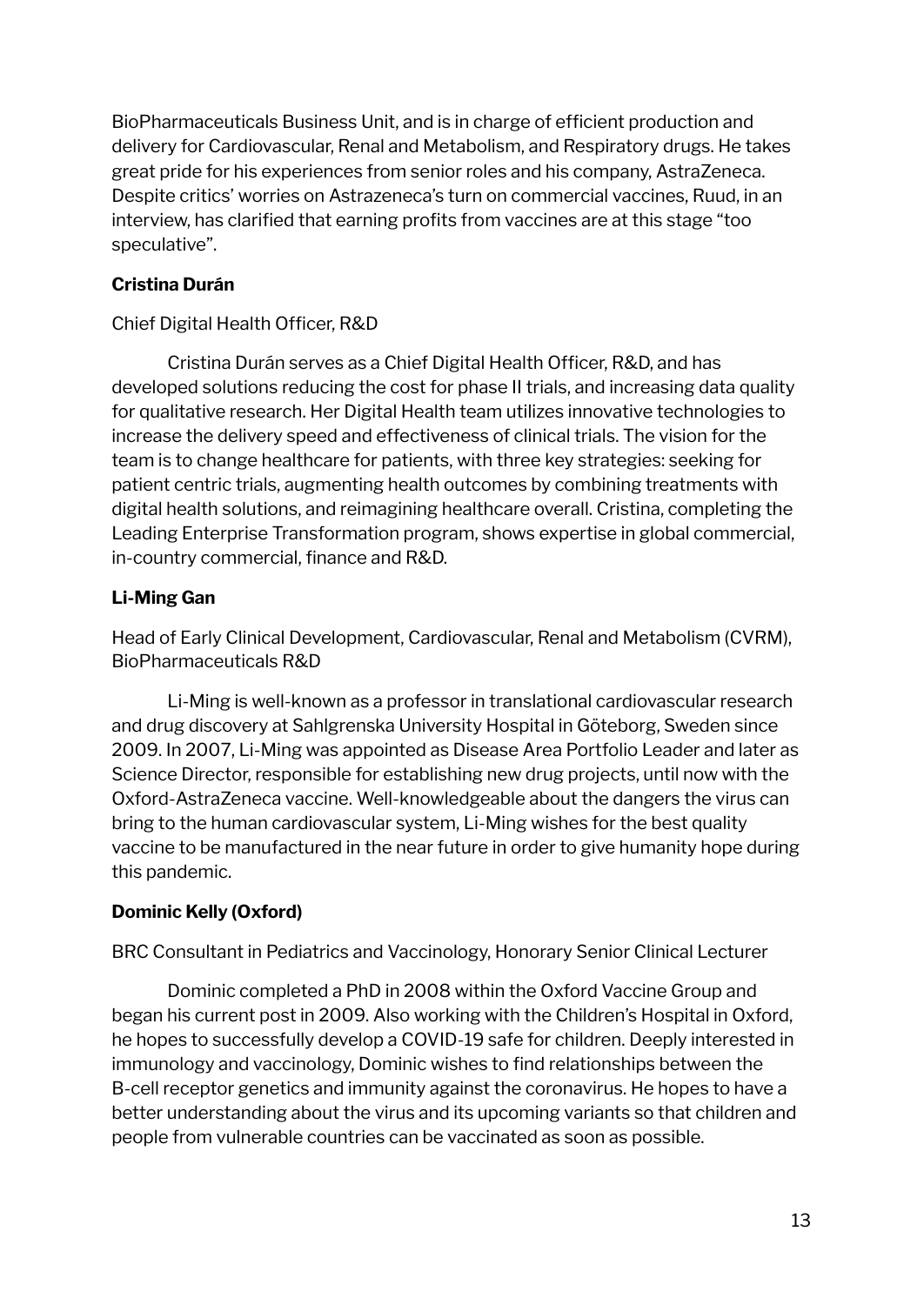BioPharmaceuticals Business Unit, and is in charge of efficient production and delivery for Cardiovascular, Renal and Metabolism, and Respiratory drugs. He takes great pride for his experiences from senior roles and his company, AstraZeneca. Despite critics' worries on Astrazeneca's turn on commercial vaccines, Ruud, in an interview, has clarified that earning profits from vaccines are at this stage "too speculative".

**Cristina Durán**

Chief Digital Health Officer, R&D

Cristina Durán serves as a Chief Digital Health Officer, R&D, and has developed solutions reducing the cost for phase II trials, and increasing data quality for qualitative research. Her Digital Health team utilizes innovative technologies to increase the delivery speed and effectiveness of clinical trials. The vision for the team is to change healthcare for patients, with three key strategies: seeking for patient centric trials, augmenting health outcomes by combining treatments with digital health solutions, and reimagining healthcare overall. Cristina, completing the Leading Enterprise Transformation program, shows expertise in global commercial, in-country commercial, finance and R&D.

**Li-Ming Gan**

Head of Early Clinical Development, Cardiovascular, Renal and Metabolism (CVRM), BioPharmaceuticals R&D

Li-Ming is well-known as a professor in translational cardiovascular research and drug discovery at Sahlgrenska University Hospital in Göteborg, Sweden since 2009. In 2007, Li-Ming was appointed as Disease Area Portfolio Leader and later as Science Director, responsible for establishing new drug projects, until now with the Oxford-AstraZeneca vaccine. Well-knowledgeable about the dangers the virus can bring to the human cardiovascular system, Li-Ming wishes for the best quality vaccine to be manufactured in the near future in order to give humanity hope during this pandemic.

**Dominic Kelly (Oxford)**

BRC Consultant in Pediatrics and Vaccinology, Honorary Senior Clinical Lecturer

Dominic completed a PhD in 2008 within the Oxford Vaccine Group and began his current post in 2009. Also working with the Children's Hospital in Oxford, he hopes to successfully develop a COVID-19 safe for children. Deeply interested in immunology and vaccinology, Dominic wishes to find relationships between the B-cell receptor genetics and immunity against the coronavirus. He hopes to have a better understanding about the virus and its upcoming variants so that children and people from vulnerable countries can be vaccinated as soon as possible.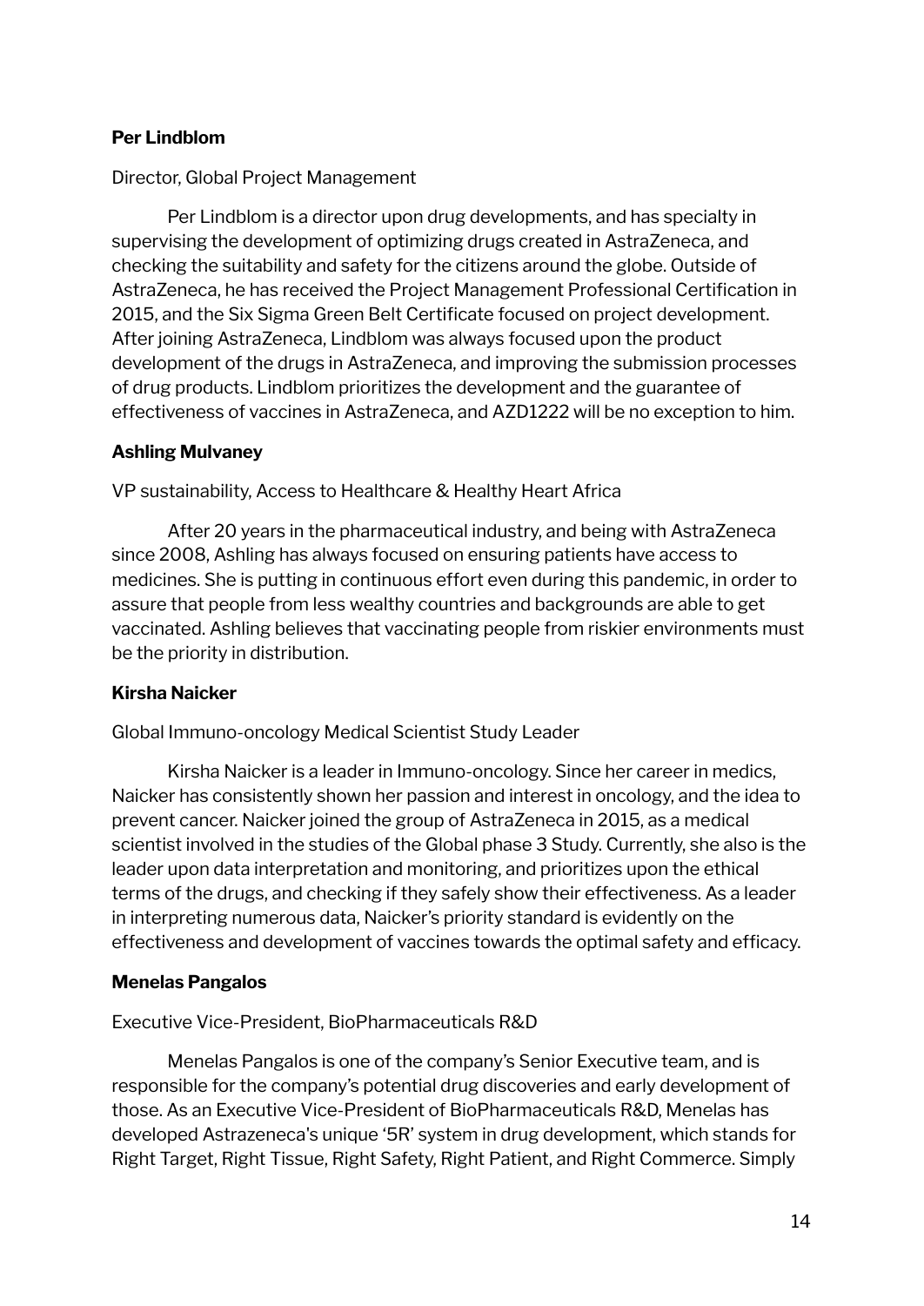**Per Lindblom**

Director, Global Project Management

Per Lindblom is a director upon drug developments, and has specialty in supervising the development of optimizing drugs created in AstraZeneca, and checking the suitability and safety for the citizens around the globe. Outside of AstraZeneca, he has received the Project Management Professional Certification in 2015, and the Six Sigma Green Belt Certificate focused on project development. After joining AstraZeneca, Lindblom was always focused upon the product development of the drugs in AstraZeneca, and improving the submission processes of drug products. Lindblom prioritizes the development and the guarantee of effectiveness of vaccines in AstraZeneca, and AZD1222 will be no exception to him.

**Ashling Mulvaney**

VP sustainability, Access to Healthcare & Healthy Heart Africa

After 20 years in the pharmaceutical industry, and being with AstraZeneca since 2008, Ashling has always focused on ensuring patients have access to medicines. She is putting in continuous effort even during this pandemic, in order to assure that people from less wealthy countries and backgrounds are able to get vaccinated. Ashling believes that vaccinating people from riskier environments must be the priority in distribution.

**Kirsha Naicker**

Global Immuno-oncology Medical Scientist Study Leader

Kirsha Naicker is a leader in Immuno-oncology. Since her career in medics, Naicker has consistently shown her passion and interest in oncology, and the idea to prevent cancer. Naicker joined the group of AstraZeneca in 2015, as a medical scientist involved in the studies of the Global phase 3 Study. Currently, she also is the leader upon data interpretation and monitoring, and prioritizes upon the ethical terms of the drugs, and checking if they safely show their effectiveness. As a leader in interpreting numerous data, Naicker's priority standard is evidently on the effectiveness and development of vaccines towards the optimal safety and efficacy.

**Menelas Pangalos**

Executive Vice-President, BioPharmaceuticals R&D

Menelas Pangalos is one of the company's Senior Executive team, and is responsible for the company's potential drug discoveries and early development of those. As an Executive Vice-President of BioPharmaceuticals R&D, Menelas has developed Astrazeneca's unique '5R' system in drug development, which stands for Right Target, Right Tissue, Right Safety, Right Patient, and Right Commerce. Simply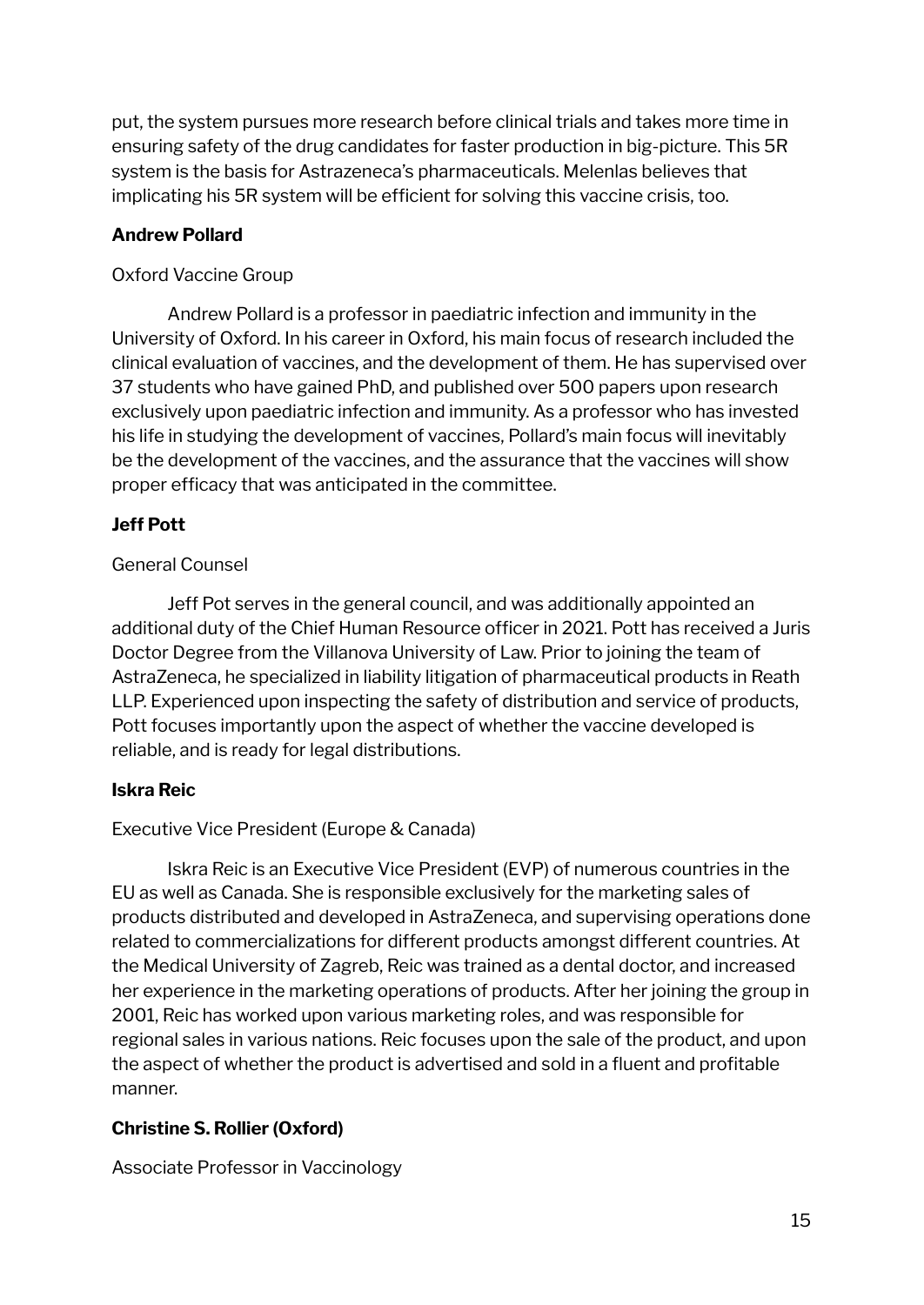put, the system pursues more research before clinical trials and takes more time in ensuring safety of the drug candidates for faster production in big-picture. This 5R system is the basis for Astrazeneca's pharmaceuticals. Melenlas believes that implicating his 5R system will be efficient for solving this vaccine crisis, too.

**Andrew Pollard**

Oxford Vaccine Group

Andrew Pollard is a professor in paediatric infection and immunity in the University of Oxford. In his career in Oxford, his main focus of research included the clinical evaluation of vaccines, and the development of them. He has supervised over 37 students who have gained PhD, and published over 500 papers upon research exclusively upon paediatric infection and immunity. As a professor who has invested his life in studying the development of vaccines, Pollard's main focus will inevitably be the development of the vaccines, and the assurance that the vaccines will show proper efficacy that was anticipated in the committee.

**Jeff Pott**

General Counsel

Jeff Pot serves in the general council, and was additionally appointed an additional duty of the Chief Human Resource officer in 2021. Pott has received a Juris Doctor Degree from the Villanova University of Law. Prior to joining the team of AstraZeneca, he specialized in liability litigation of pharmaceutical products in Reath LLP. Experienced upon inspecting the safety of distribution and service of products, Pott focuses importantly upon the aspect of whether the vaccine developed is reliable, and is ready for legal distributions.

**Iskra Reic**

Executive Vice President (Europe & Canada)

Iskra Reic is an Executive Vice President (EVP) of numerous countries in the EU as well as Canada. She is responsible exclusively for the marketing sales of products distributed and developed in AstraZeneca, and supervising operations done related to commercializations for different products amongst different countries. At the Medical University of Zagreb, Reic was trained as a dental doctor, and increased her experience in the marketing operations of products. After her joining the group in 2001, Reic has worked upon various marketing roles, and was responsible for regional sales in various nations. Reic focuses upon the sale of the product, and upon the aspect of whether the product is advertised and sold in a fluent and profitable manner.

**Christine S. Rollier (Oxford)**

Associate Professor in Vaccinology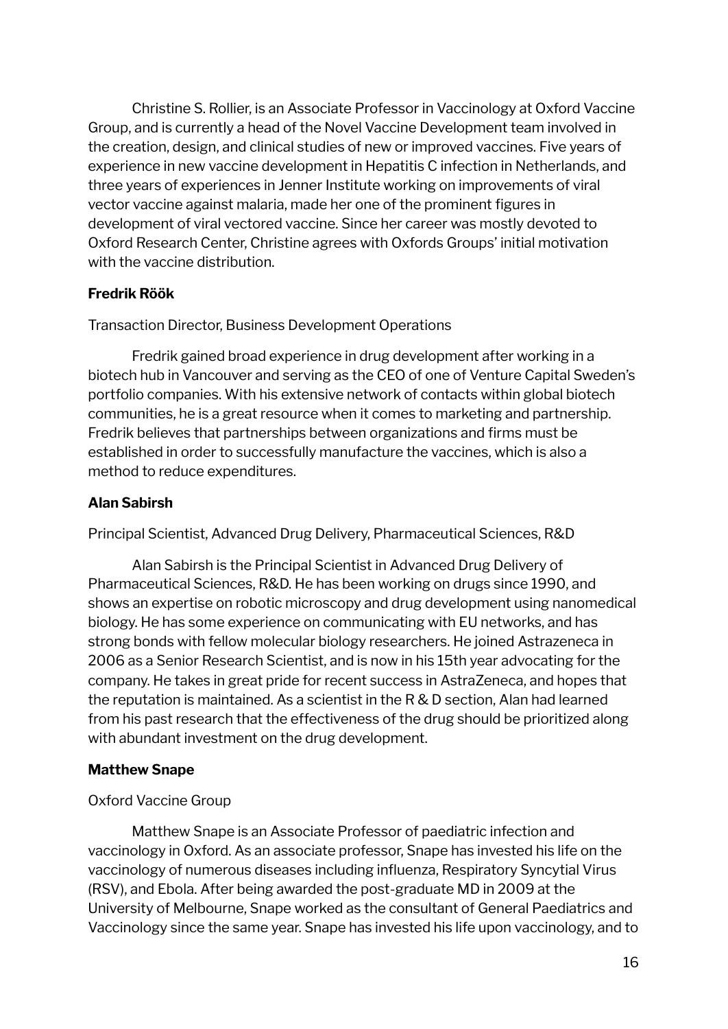Christine S. Rollier, is an Associate Professor in Vaccinology at Oxford Vaccine Group, and is currently a head of the Novel Vaccine Development team involved in the creation, design, and clinical studies of new or improved vaccines. Five years of experience in new vaccine development in Hepatitis C infection in Netherlands, and three years of experiences in Jenner Institute working on improvements of viral vector vaccine against malaria, made her one of the prominent figures in development of viral vectored vaccine. Since her career was mostly devoted to Oxford Research Center, Christine agrees with Oxfords Groups' initial motivation with the vaccine distribution.

**Fredrik Röök**

Transaction Director, Business Development Operations

Fredrik gained broad experience in drug development after working in a biotech hub in Vancouver and serving as the CEO of one of Venture Capital Sweden's portfolio companies. With his extensive network of contacts within global biotech communities, he is a great resource when it comes to marketing and partnership. Fredrik believes that partnerships between organizations and firms must be established in order to successfully manufacture the vaccines, which is also a method to reduce expenditures.

**Alan Sabirsh**

Principal Scientist, Advanced Drug Delivery, Pharmaceutical Sciences, R&D

Alan Sabirsh is the Principal Scientist in Advanced Drug Delivery of Pharmaceutical Sciences, R&D. He has been working on drugs since 1990, and shows an expertise on robotic microscopy and drug development using nanomedical biology. He has some experience on communicating with EU networks, and has strong bonds with fellow molecular biology researchers. He joined Astrazeneca in 2006 as a Senior Research Scientist, and is now in his 15th year advocating for the company. He takes in great pride for recent success in AstraZeneca, and hopes that the reputation is maintained. As a scientist in the R & D section, Alan had learned from his past research that the effectiveness of the drug should be prioritized along with abundant investment on the drug development.

**Matthew Snape**

Oxford Vaccine Group

Matthew Snape is an Associate Professor of paediatric infection and vaccinology in Oxford. As an associate professor, Snape has invested his life on the vaccinology of numerous diseases including influenza, Respiratory Syncytial Virus (RSV), and Ebola. After being awarded the post-graduate MD in 2009 at the University of Melbourne, Snape worked as the consultant of General Paediatrics and Vaccinology since the same year. Snape has invested his life upon vaccinology, and to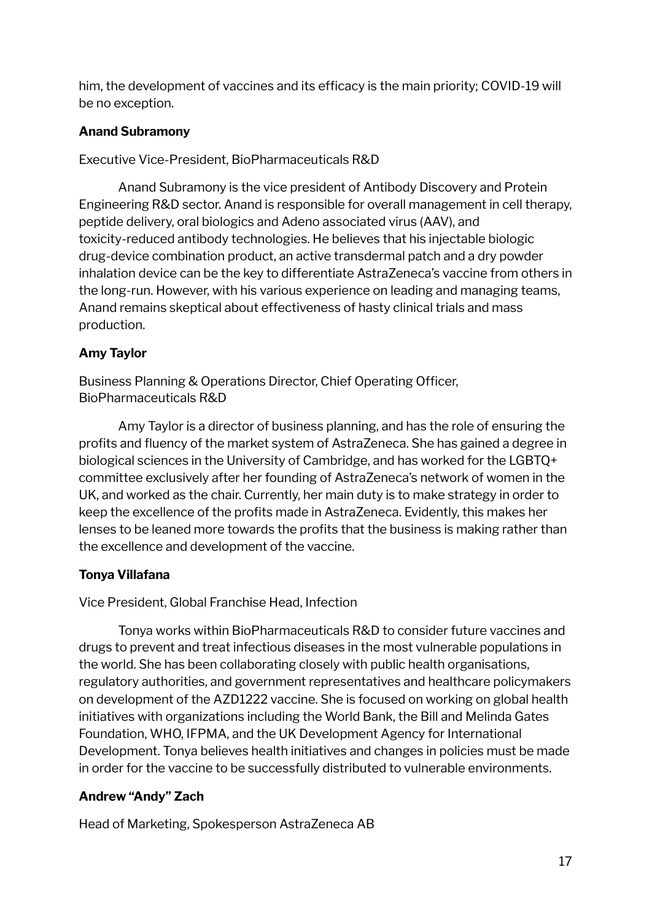him, the development of vaccines and its efficacy is the main priority; COVID-19 will be no exception.

**Anand Subramony**

Executive Vice-President, BioPharmaceuticals R&D

Anand Subramony is the vice president of Antibody Discovery and Protein Engineering R&D sector. Anand is responsible for overall management in cell therapy, peptide delivery, oral biologics and Adeno associated virus (AAV), and toxicity-reduced antibody technologies. He believes that his injectable biologic drug-device combination product, an active transdermal patch and a dry powder inhalation device can be the key to differentiate AstraZeneca's vaccine from others in the long-run. However, with his various experience on leading and managing teams, Anand remains skeptical about effectiveness of hasty clinical trials and mass production.

**Amy Taylor**

Business Planning & Operations Director, Chief Operating Officer, BioPharmaceuticals R&D

Amy Taylor is a director of business planning, and has the role of ensuring the profits and fluency of the market system of AstraZeneca. She has gained a degree in biological sciences in the University of Cambridge, and has worked for the LGBTQ+ committee exclusively after her founding of AstraZeneca's network of women in the UK, and worked as the chair. Currently, her main duty is to make strategy in order to keep the excellence of the profits made in AstraZeneca. Evidently, this makes her lenses to be leaned more towards the profits that the business is making rather than the excellence and development of the vaccine.

**Tonya Villafana**

Vice President, Global Franchise Head, Infection

Tonya works within BioPharmaceuticals R&D to consider future vaccines and drugs to prevent and treat infectious diseases in the most vulnerable populations in the world. She has been collaborating closely with public health organisations, regulatory authorities, and government representatives and healthcare policymakers on development of the AZD1222 vaccine. She is focused on working on global health initiatives with organizations including the World Bank, the Bill and Melinda Gates Foundation, WHO, IFPMA, and the UK Development Agency for International Development. Tonya believes health initiatives and changes in policies must be made in order for the vaccine to be successfully distributed to vulnerable environments.

**Andrew "Andy" Zach**

Head of Marketing, Spokesperson AstraZeneca AB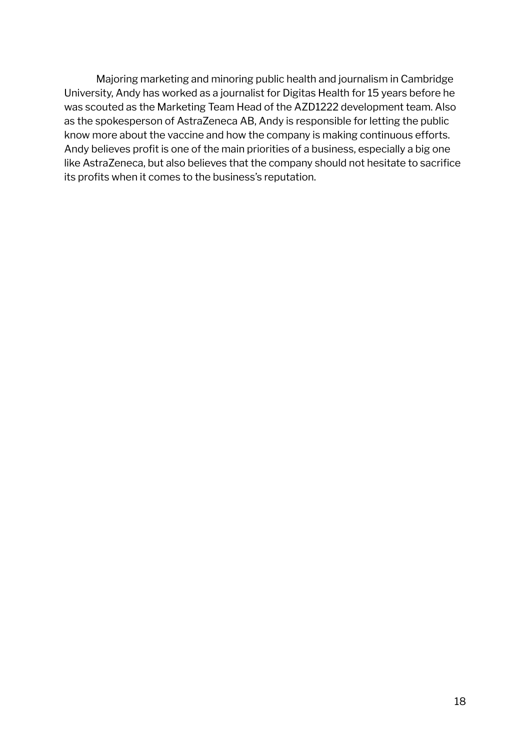Majoring marketing and minoring public health and journalism in Cambridge University, Andy has worked as a journalist for Digitas Health for 15 years before he was scouted as the Marketing Team Head of the AZD1222 development team. Also as the spokesperson of AstraZeneca AB, Andy is responsible for letting the public know more about the vaccine and how the company is making continuous efforts. Andy believes profit is one of the main priorities of a business, especially a big one like AstraZeneca, but also believes that the company should not hesitate to sacrifice its profits when it comes to the business's reputation.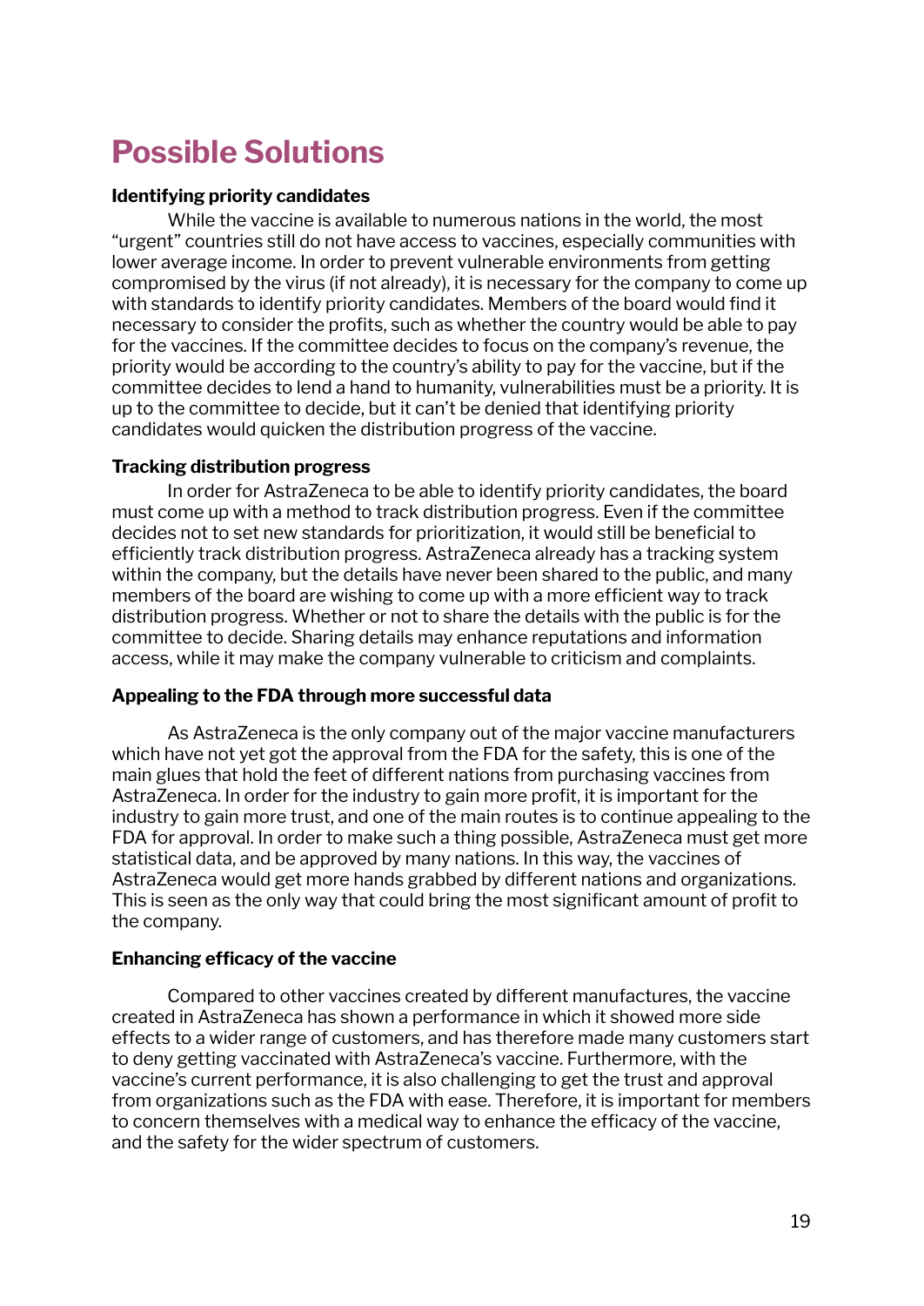# Possible Solutions

**Identifying priority candidates**

While the vaccine is available to numerous nations in the world, the most "urgent" countries still do not have access to vaccines, especially communities with lower average income. In order to prevent vulnerable environments from getting compromised by the virus (if not already), it is necessary for the company to come up with standards to identify priority candidates. Members of the board would find it necessary to consider the profits, such as whether the country would be able to pay for the vaccines. If the committee decides to focus on the company's revenue, the priority would be according to the country's ability to pay for the vaccine, but if the committee decides to lend a hand to humanity, vulnerabilities must be a priority. It is up to the committee to decide, but it can't be denied that identifying priority candidates would quicken the distribution progress of the vaccine.

**Tracking distribution progress**

In order for AstraZeneca to be able to identify priority candidates, the board must come up with a method to track distribution progress. Even if the committee decides not to set new standards for prioritization, it would still be beneficial to efficiently track distribution progress. AstraZeneca already has a tracking system within the company, but the details have never been shared to the public, and many members of the board are wishing to come up with a more efficient way to track distribution progress. Whether or not to share the details with the public is for the committee to decide. Sharing details may enhance reputations and information access, while it may make the company vulnerable to criticism and complaints.

**Appealing to the FDA through more successful data**

As AstraZeneca is the only company out of the major vaccine manufacturers which have not yet got the approval from the FDA for the safety, this is one of the main glues that hold the feet of different nations from purchasing vaccines from AstraZeneca. In order for the industry to gain more profit, it is important for the industry to gain more trust, and one of the main routes is to continue appealing to the FDA for approval. In order to make such a thing possible, AstraZeneca must get more statistical data, and be approved by many nations. In this way, the vaccines of AstraZeneca would get more hands grabbed by different nations and organizations. This is seen as the only way that could bring the most significant amount of profit to the company.

**Enhancing efficacy of the vaccine**

Compared to other vaccines created by different manufactures, the vaccine created in AstraZeneca has shown a performance in which it showed more side effects to a wider range of customers, and has therefore made many customers start to deny getting vaccinated with AstraZeneca's vaccine. Furthermore, with the vaccine's current performance, it is also challenging to get the trust and approval from organizations such as the FDA with ease. Therefore, it is important for members to concern themselves with a medical way to enhance the efficacy of the vaccine, and the safety for the wider spectrum of customers.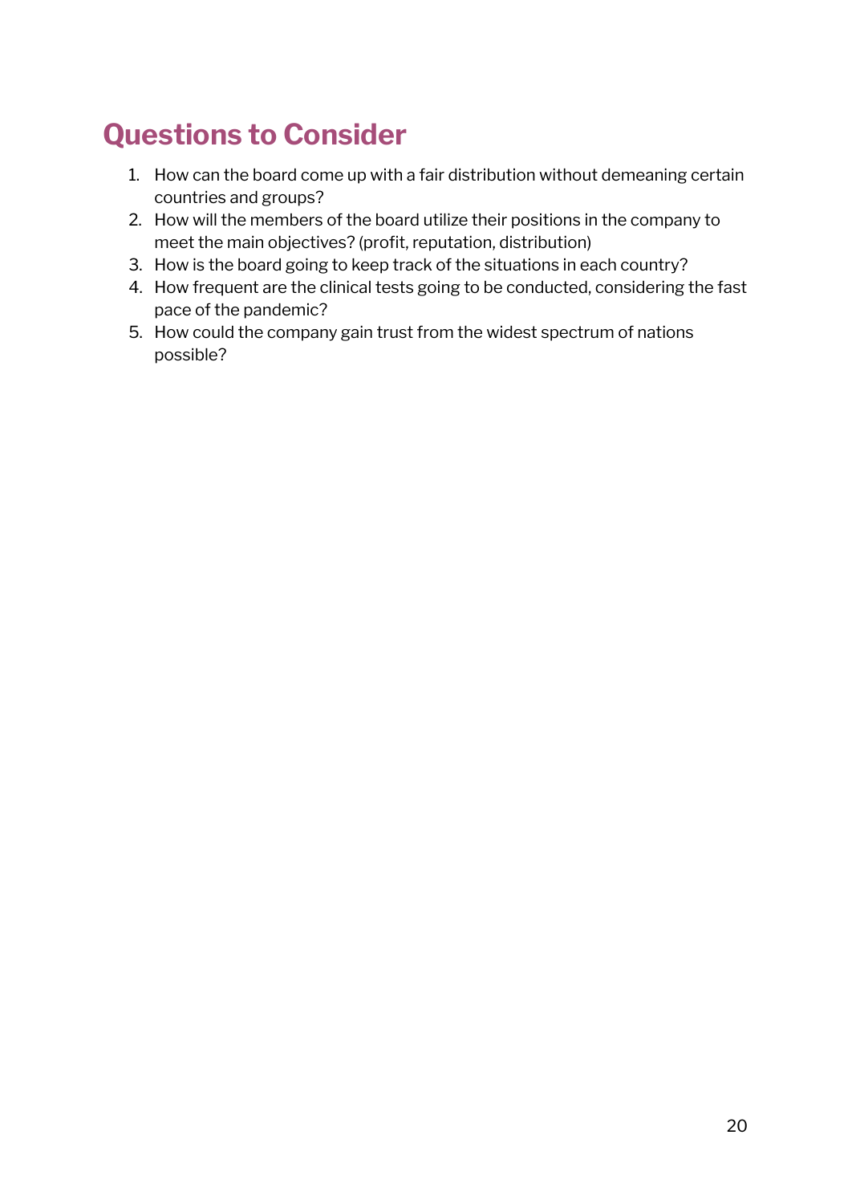## Questions to Consider

1. How can the board come up with a fair distribution without demeaning certain countries and groups?
2. How will the members of the board utilize their positions in the company to meet the main objectives? (profit, reputation, distribution)
3. How is the board going to keep track of the situations in each country?
4. How frequent are the clinical tests going to be conducted, considering the fast pace of the pandemic?
5. How could the company gain trust from the widest spectrum of nations possible?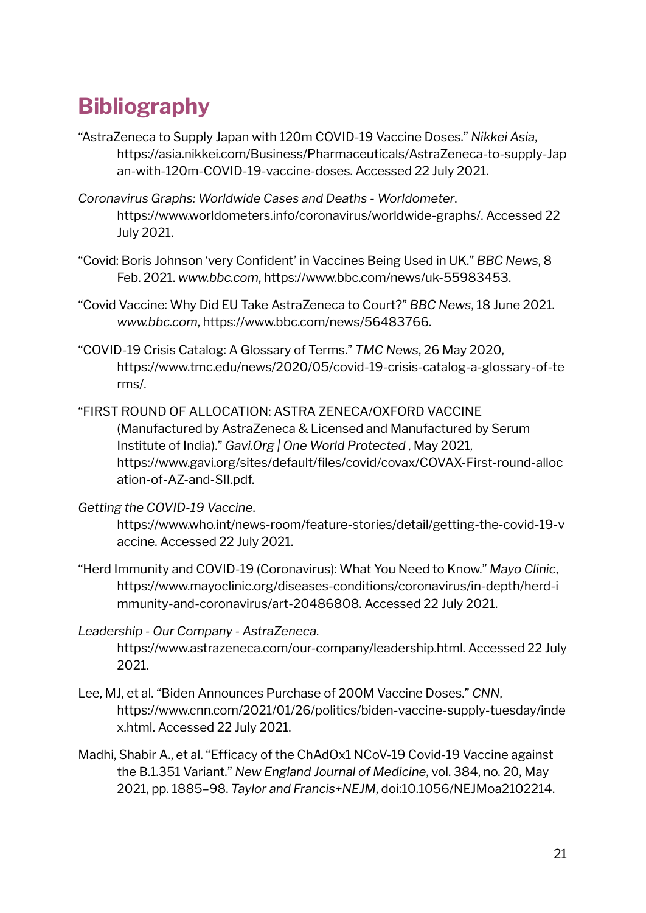# Bibliography

"AstraZeneca to Supply Japan with 120m COVID-19 Vaccine Doses." *Nikkei Asia*, https://asia.nikkei.com/Business/Pharmaceuticals/AstraZeneca-to-supply-Japan-with-120m-COVID-19-vaccine-doses. Accessed 22 July 2021.

*Coronavirus Graphs: Worldwide Cases and Deaths - Worldometer*. https://www.worldometers.info/coronavirus/worldwide-graphs/. Accessed 22 July 2021.

"Covid: Boris Johnson 'very Confident' in Vaccines Being Used in UK." *BBC News*, 8 Feb. 2021. *www.bbc.com*, https://www.bbc.com/news/uk-55983453.

"Covid Vaccine: Why Did EU Take AstraZeneca to Court?" *BBC News*, 18 June 2021. *www.bbc.com*, https://www.bbc.com/news/56483766.

"COVID-19 Crisis Catalog: A Glossary of Terms." *TMC News*, 26 May 2020, https://www.tmc.edu/news/2020/05/covid-19-crisis-catalog-a-glossary-of-terms/.

"FIRST ROUND OF ALLOCATION: ASTRA ZENECA/OXFORD VACCINE (Manufactured by AstraZeneca & Licensed and Manufactured by Serum Institute of India)." *Gavi.Org | One World Protected* , May 2021, https://www.gavi.org/sites/default/files/covid/covax/COVAX-First-round-allocation-of-AZ-and-SII.pdf.

*Getting the COVID-19 Vaccine*. https://www.who.int/news-room/feature-stories/detail/getting-the-covid-19-vaccine. Accessed 22 July 2021.

"Herd Immunity and COVID-19 (Coronavirus): What You Need to Know." *Mayo Clinic*, https://www.mayoclinic.org/diseases-conditions/coronavirus/in-depth/herd-immunity-and-coronavirus/art-20486808. Accessed 22 July 2021.

*Leadership - Our Company - AstraZeneca*. https://www.astrazeneca.com/our-company/leadership.html. Accessed 22 July 2021.

Lee, MJ, et al. "Biden Announces Purchase of 200M Vaccine Doses." *CNN*, https://www.cnn.com/2021/01/26/politics/biden-vaccine-supply-tuesday/index.html. Accessed 22 July 2021.

Madhi, Shabir A., et al. "Efficacy of the ChAdOx1 NCoV-19 Covid-19 Vaccine against the B.1.351 Variant." *New England Journal of Medicine*, vol. 384, no. 20, May 2021, pp. 1885–98. *Taylor and Francis+NEJM*, doi:10.1056/NEJMoa2102214.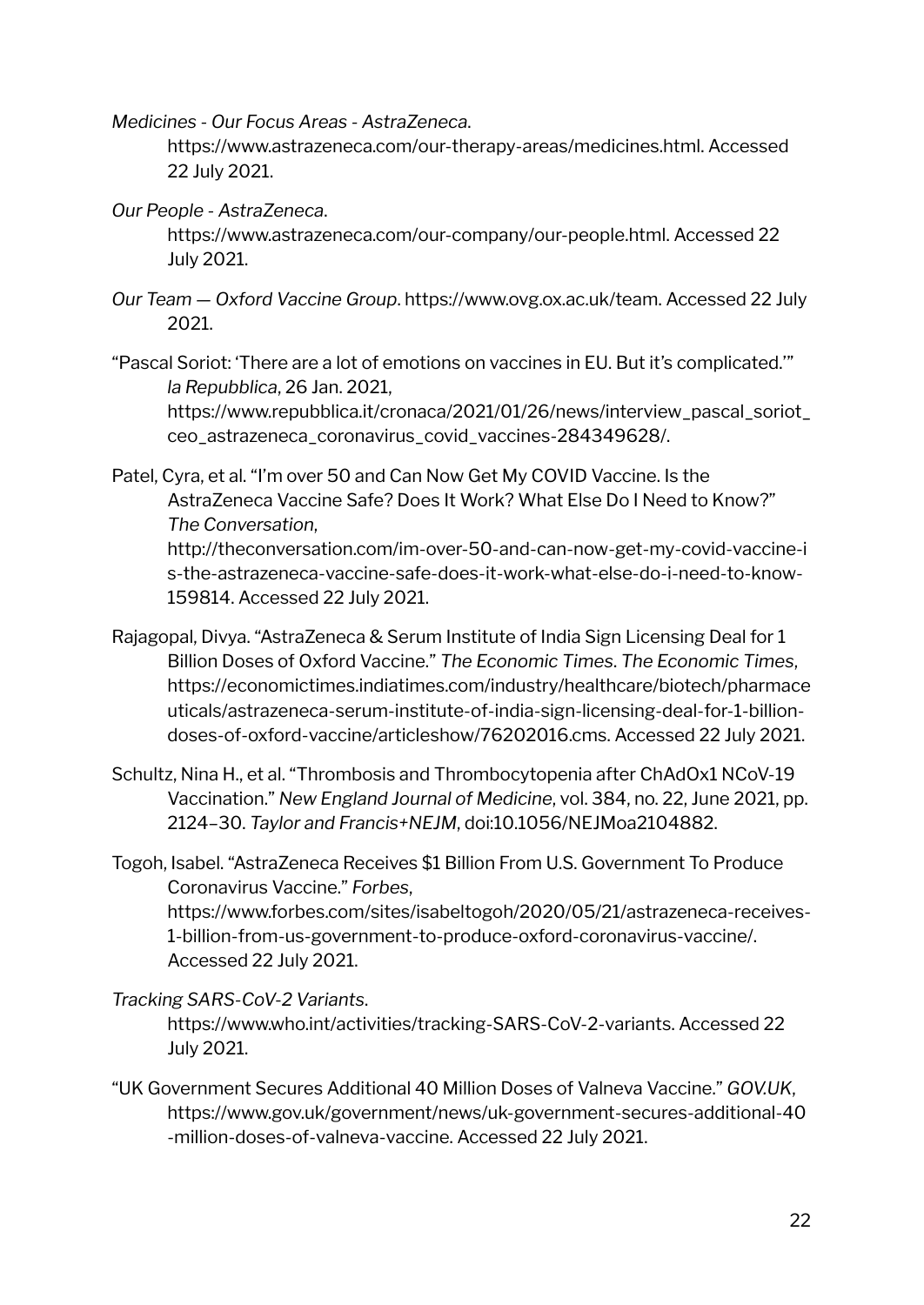*Medicines - Our Focus Areas - AstraZeneca*. https://www.astrazeneca.com/our-therapy-areas/medicines.html. Accessed 22 July 2021.

*Our People - AstraZeneca*. https://www.astrazeneca.com/our-company/our-people.html. Accessed 22 July 2021.

*Our Team — Oxford Vaccine Group*. https://www.ovg.ox.ac.uk/team. Accessed 22 July 2021.

"Pascal Soriot: 'There are a lot of emotions on vaccines in EU. But it's complicated.'" *la Repubblica*, 26 Jan. 2021, https://www.repubblica.it/cronaca/2021/01/26/news/interview_pascal_soriot_ceo_astrazeneca_coronavirus_covid_vaccines-284349628/.

Patel, Cyra, et al. "I'm over 50 and Can Now Get My COVID Vaccine. Is the AstraZeneca Vaccine Safe? Does It Work? What Else Do I Need to Know?" *The Conversation*, http://theconversation.com/im-over-50-and-can-now-get-my-covid-vaccine-is-the-astrazeneca-vaccine-safe-does-it-work-what-else-do-i-need-to-know-159814. Accessed 22 July 2021.

Rajagopal, Divya. "AstraZeneca & Serum Institute of India Sign Licensing Deal for 1 Billion Doses of Oxford Vaccine." *The Economic Times*. *The Economic Times*, https://economictimes.indiatimes.com/industry/healthcare/biotech/pharmaceuticals/astrazeneca-serum-institute-of-india-sign-licensing-deal-for-1-billion-doses-of-oxford-vaccine/articleshow/76202016.cms. Accessed 22 July 2021.

Schultz, Nina H., et al. "Thrombosis and Thrombocytopenia after ChAdOx1 NCoV-19 Vaccination." *New England Journal of Medicine*, vol. 384, no. 22, June 2021, pp. 2124–30. *Taylor and Francis+NEJM*, doi:10.1056/NEJMoa2104882.

Togoh, Isabel. "AstraZeneca Receives $1 Billion From U.S. Government To Produce Coronavirus Vaccine." *Forbes*, https://www.forbes.com/sites/isabeltogoh/2020/05/21/astrazeneca-receives-1-billion-from-us-government-to-produce-oxford-coronavirus-vaccine/. Accessed 22 July 2021.

*Tracking SARS-CoV-2 Variants*. https://www.who.int/activities/tracking-SARS-CoV-2-variants. Accessed 22 July 2021.

"UK Government Secures Additional 40 Million Doses of Valneva Vaccine." *GOV.UK*, https://www.gov.uk/government/news/uk-government-secures-additional-40-million-doses-of-valneva-vaccine. Accessed 22 July 2021.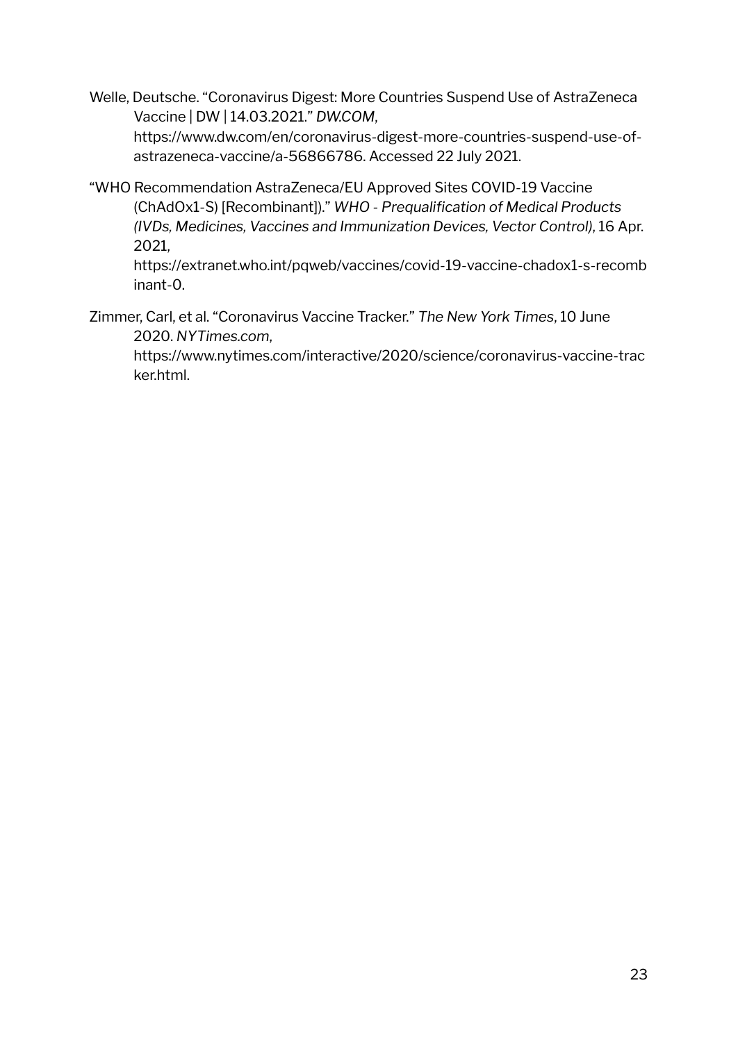Welle, Deutsche. “Coronavirus Digest: More Countries Suspend Use of AstraZeneca Vaccine | DW | 14.03.2021.” *DW.COM*, https://www.dw.com/en/coronavirus-digest-more-countries-suspend-use-of-astrazeneca-vaccine/a-56866786. Accessed 22 July 2021.

“WHO Recommendation AstraZeneca/EU Approved Sites COVID-19 Vaccine (ChAdOx1-S) [Recombinant]).” *WHO - Prequalification of Medical Products (IVDs, Medicines, Vaccines and Immunization Devices, Vector Control)*, 16 Apr. 2021, https://extranet.who.int/pqweb/vaccines/covid-19-vaccine-chadox1-s-recombinant-0.

Zimmer, Carl, et al. “Coronavirus Vaccine Tracker.” *The New York Times*, 10 June 2020. *NYTimes.com*, https://www.nytimes.com/interactive/2020/science/coronavirus-vaccine-tracker.html.